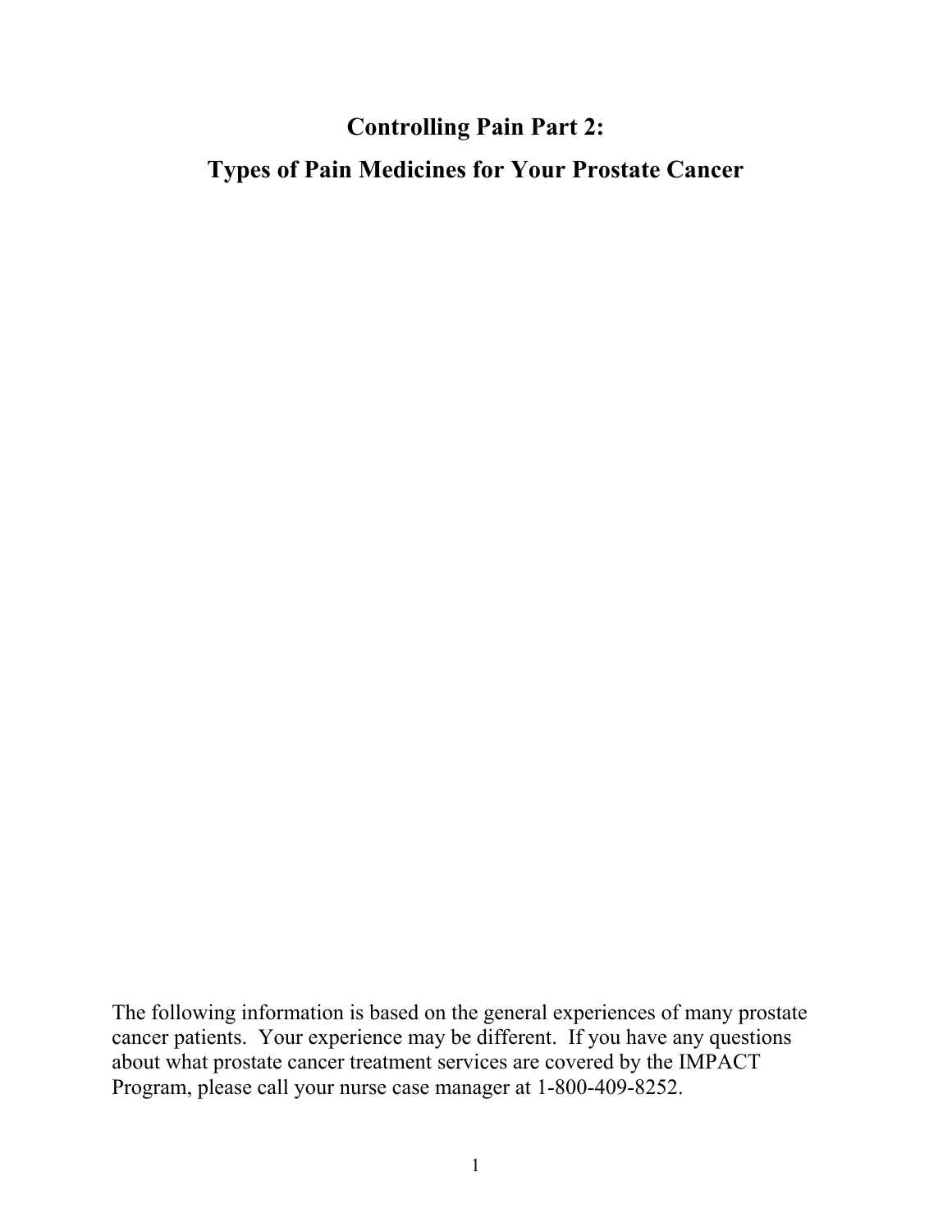# Controlling Pain Part 2:

# Types of Pain Medicines for Your Prostate Cancer

The following information is based on the general experiences of many prostate cancer patients. Your experience may be different. If you have any questions about what prostate cancer treatment services are covered by the IMPACT Program, please call your nurse case manager at 1-800-409-8252.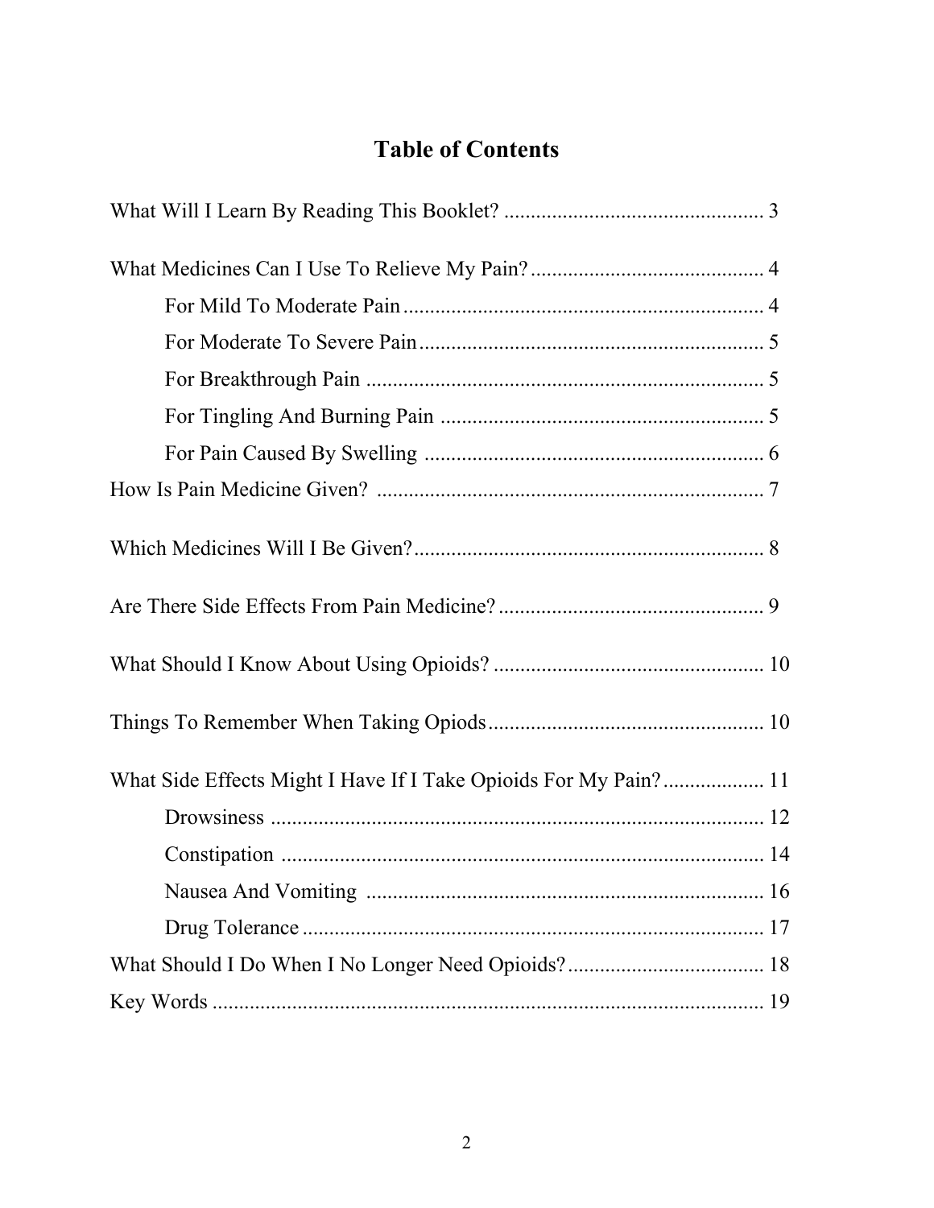# Table of Contents

What Will I Learn By Reading This Booklet? ................................................ 3

What Medicines Can I Use To Relieve My Pain? ........................................... 4

- For Mild To Moderate Pain ................................................................... 4
- For Moderate To Severe Pain ................................................................ 5
- For Breakthrough Pain .......................................................................... 5
- For Tingling And Burning Pain ............................................................ 5
- For Pain Caused By Swelling ............................................................... 6

How Is Pain Medicine Given? ........................................................................ 7

Which Medicines Will I Be Given? ................................................................. 8

Are There Side Effects From Pain Medicine? ................................................. 9

What Should I Know About Using Opioids? .................................................. 10

Things To Remember When Taking Opiods ................................................... 10

What Side Effects Might I Have If I Take Opioids For My Pain? ................... 11

- Drowsiness ............................................................................................ 12
- Constipation .......................................................................................... 14
- Nausea And Vomiting .......................................................................... 16
- Drug Tolerance ...................................................................................... 17

What Should I Do When I No Longer Need Opioids? ..................................... 18

Key Words ........................................................................................................ 19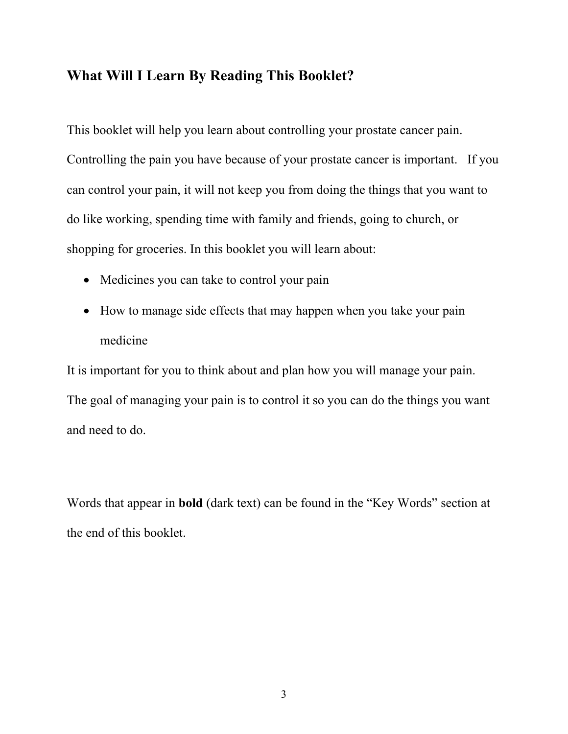## What Will I Learn By Reading This Booklet?

This booklet will help you learn about controlling your prostate cancer pain. Controlling the pain you have because of your prostate cancer is important. If you can control your pain, it will not keep you from doing the things that you want to do like working, spending time with family and friends, going to church, or shopping for groceries. In this booklet you will learn about:

- Medicines you can take to control your pain
- How to manage side effects that may happen when you take your pain medicine

It is important for you to think about and plan how you will manage your pain. The goal of managing your pain is to control it so you can do the things you want and need to do.

Words that appear in **bold** (dark text) can be found in the "Key Words" section at the end of this booklet.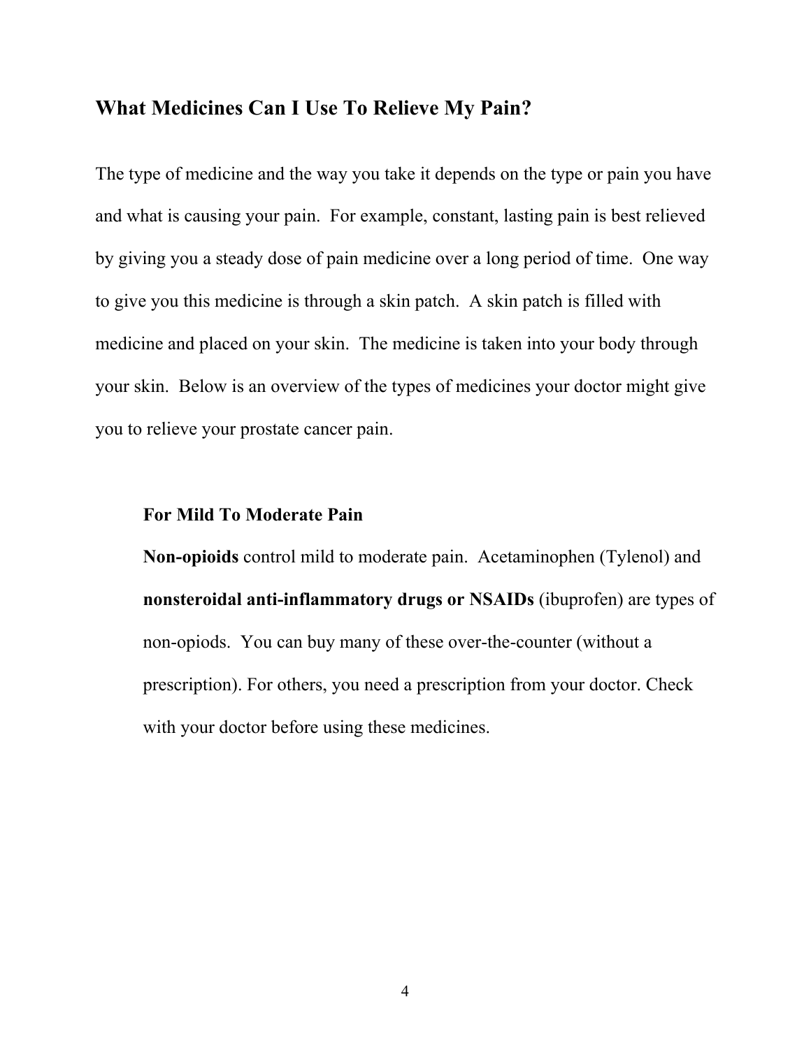## What Medicines Can I Use To Relieve My Pain?

The type of medicine and the way you take it depends on the type or pain you have and what is causing your pain. For example, constant, lasting pain is best relieved by giving you a steady dose of pain medicine over a long period of time. One way to give you this medicine is through a skin patch. A skin patch is filled with medicine and placed on your skin. The medicine is taken into your body through your skin. Below is an overview of the types of medicines your doctor might give you to relieve your prostate cancer pain.

### For Mild To Moderate Pain

**Non-opioids** control mild to moderate pain. Acetaminophen (Tylenol) and **nonsteroidal anti-inflammatory drugs or NSAIDs** (ibuprofen) are types of non-opiods. You can buy many of these over-the-counter (without a prescription). For others, you need a prescription from your doctor. Check with your doctor before using these medicines.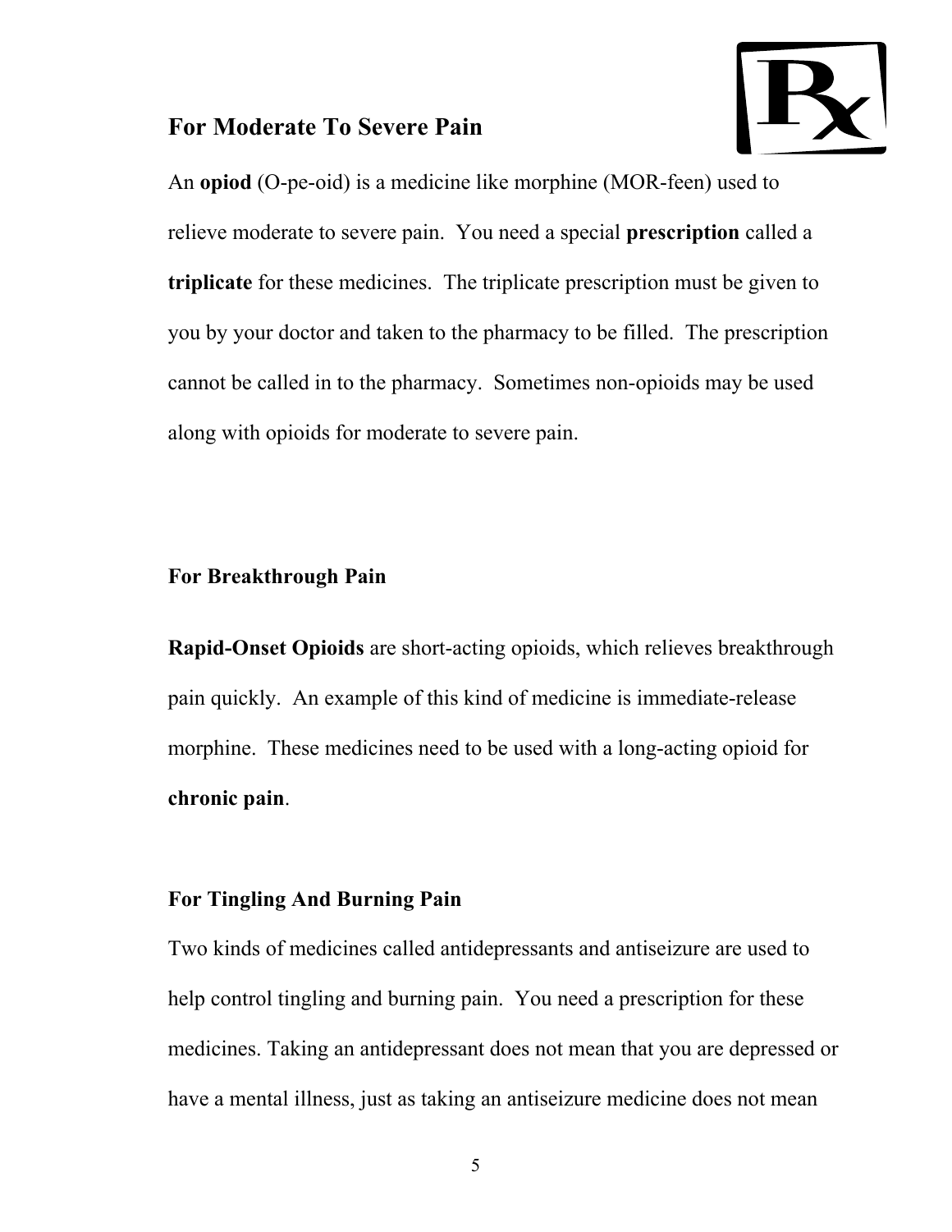## For Moderate To Severe Pain

An **opiod** (O-pe-oid) is a medicine like morphine (MOR-feen) used to relieve moderate to severe pain. You need a special **prescription** called a **triplicate** for these medicines. The triplicate prescription must be given to you by your doctor and taken to the pharmacy to be filled. The prescription cannot be called in to the pharmacy. Sometimes non-opioids may be used along with opioids for moderate to severe pain.

## For Breakthrough Pain

**Rapid-Onset Opioids** are short-acting opioids, which relieves breakthrough pain quickly. An example of this kind of medicine is immediate-release morphine. These medicines need to be used with a long-acting opioid for **chronic pain**.

## For Tingling And Burning Pain

Two kinds of medicines called antidepressants and antiseizure are used to help control tingling and burning pain. You need a prescription for these medicines. Taking an antidepressant does not mean that you are depressed or have a mental illness, just as taking an antiseizure medicine does not mean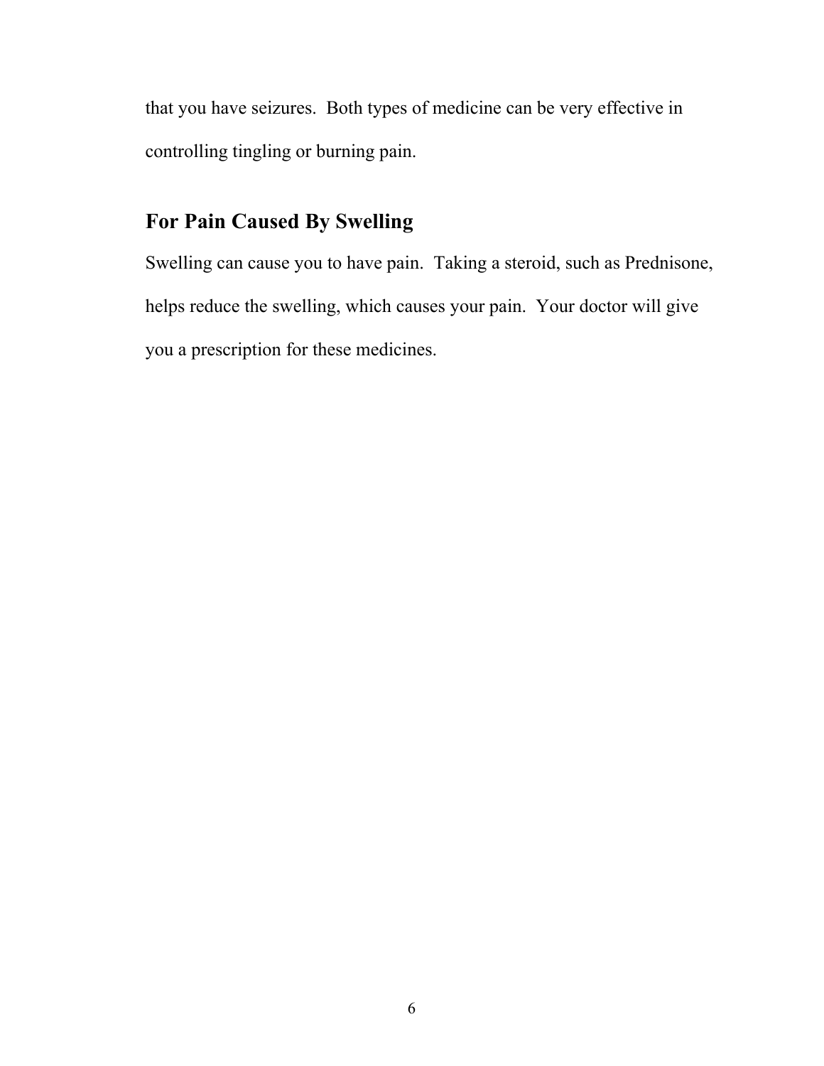that you have seizures.  Both types of medicine can be very effective in controlling tingling or burning pain.

## For Pain Caused By Swelling

Swelling can cause you to have pain.  Taking a steroid, such as Prednisone, helps reduce the swelling, which causes your pain.  Your doctor will give you a prescription for these medicines.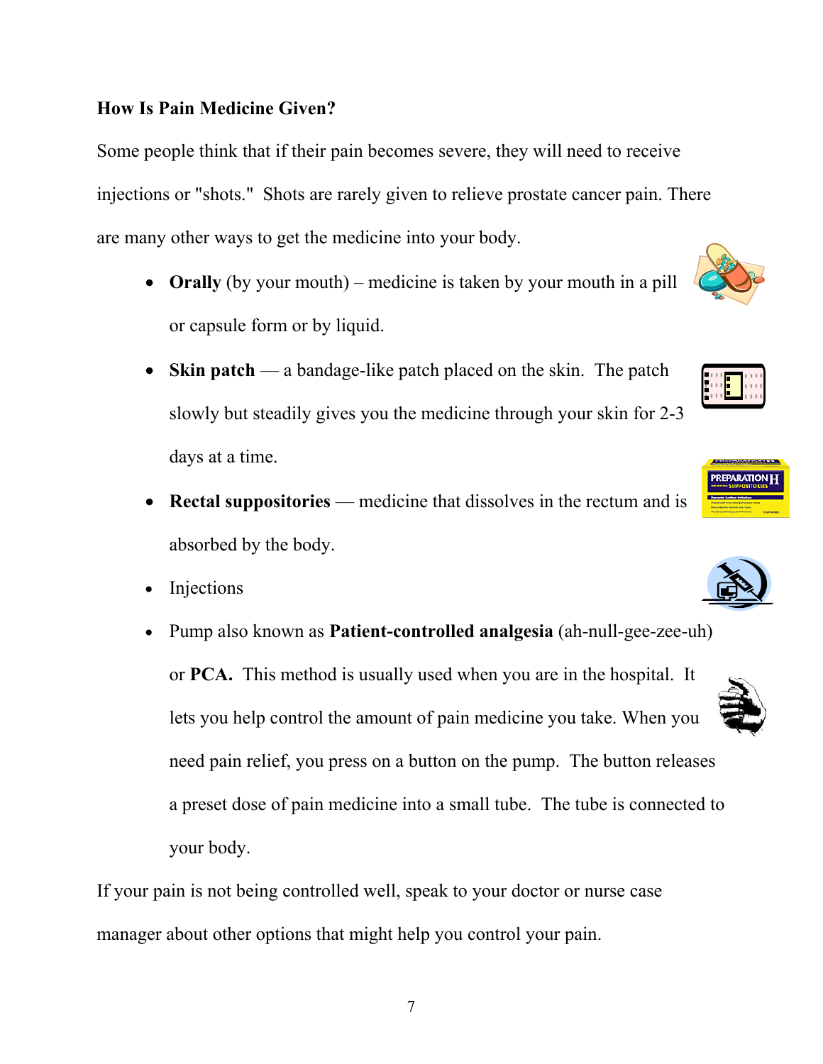**How Is Pain Medicine Given?**

Some people think that if their pain becomes severe, they will need to receive injections or "shots." Shots are rarely given to relieve prostate cancer pain. There are many other ways to get the medicine into your body.

- **Orally** (by your mouth) – medicine is taken by your mouth in a pill or capsule form or by liquid.
- **Skin patch** — a bandage-like patch placed on the skin. The patch slowly but steadily gives you the medicine through your skin for 2-3 days at a time.
- **Rectal suppositories** — medicine that dissolves in the rectum and is absorbed by the body.
- Injections
- Pump also known as **Patient-controlled analgesia** (ah-null-gee-zee-uh) or **PCA.** This method is usually used when you are in the hospital. It lets you help control the amount of pain medicine you take. When you need pain relief, you press on a button on the pump. The button releases a preset dose of pain medicine into a small tube. The tube is connected to your body.

If your pain is not being controlled well, speak to your doctor or nurse case manager about other options that might help you control your pain.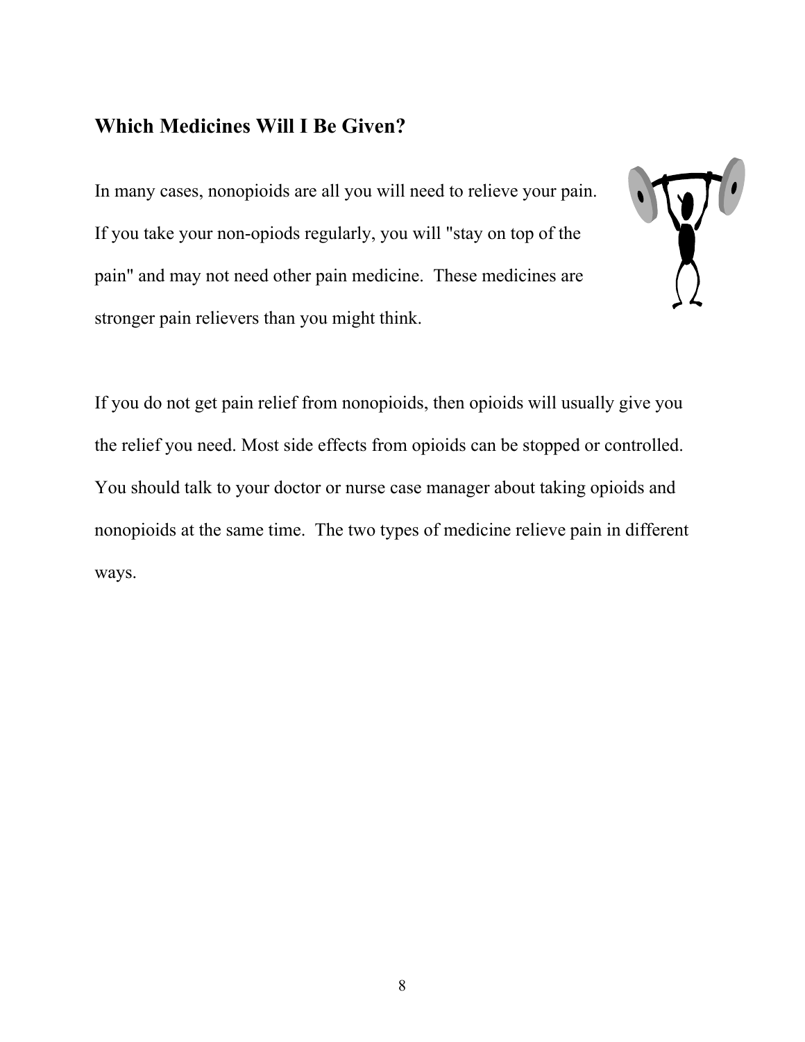## Which Medicines Will I Be Given?

In many cases, nonopioids are all you will need to relieve your pain. If you take your non-opiods regularly, you will "stay on top of the pain" and may not need other pain medicine. These medicines are stronger pain relievers than you might think.

If you do not get pain relief from nonopioids, then opioids will usually give you the relief you need. Most side effects from opioids can be stopped or controlled. You should talk to your doctor or nurse case manager about taking opioids and nonopioids at the same time. The two types of medicine relieve pain in different ways.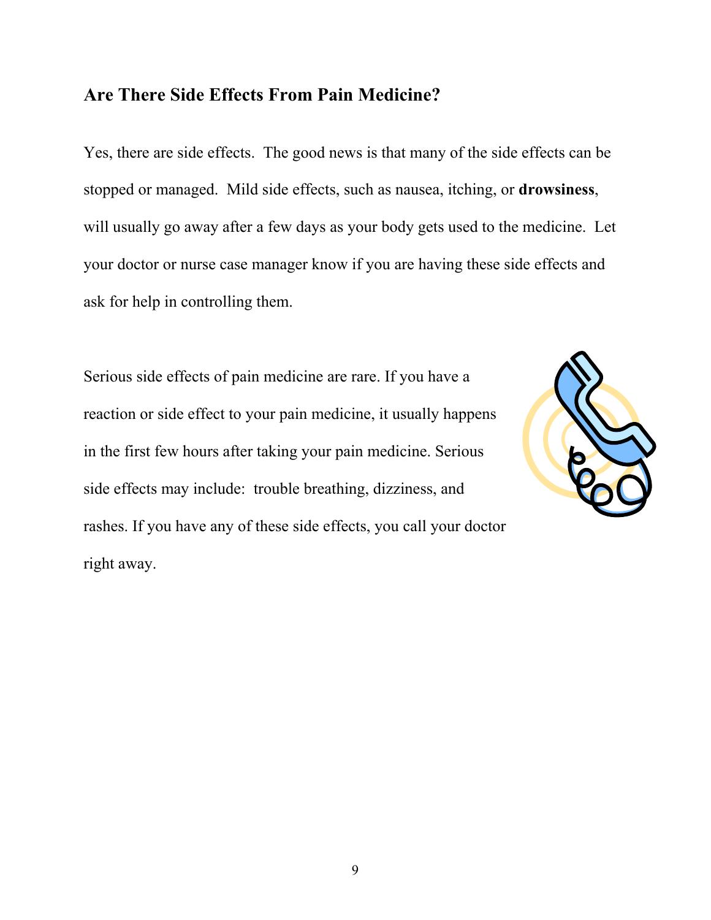## Are There Side Effects From Pain Medicine?

Yes, there are side effects. The good news is that many of the side effects can be stopped or managed. Mild side effects, such as nausea, itching, or **drowsiness**, will usually go away after a few days as your body gets used to the medicine. Let your doctor or nurse case manager know if you are having these side effects and ask for help in controlling them.

Serious side effects of pain medicine are rare. If you have a reaction or side effect to your pain medicine, it usually happens in the first few hours after taking your pain medicine. Serious side effects may include: trouble breathing, dizziness, and rashes. If you have any of these side effects, you call your doctor right away.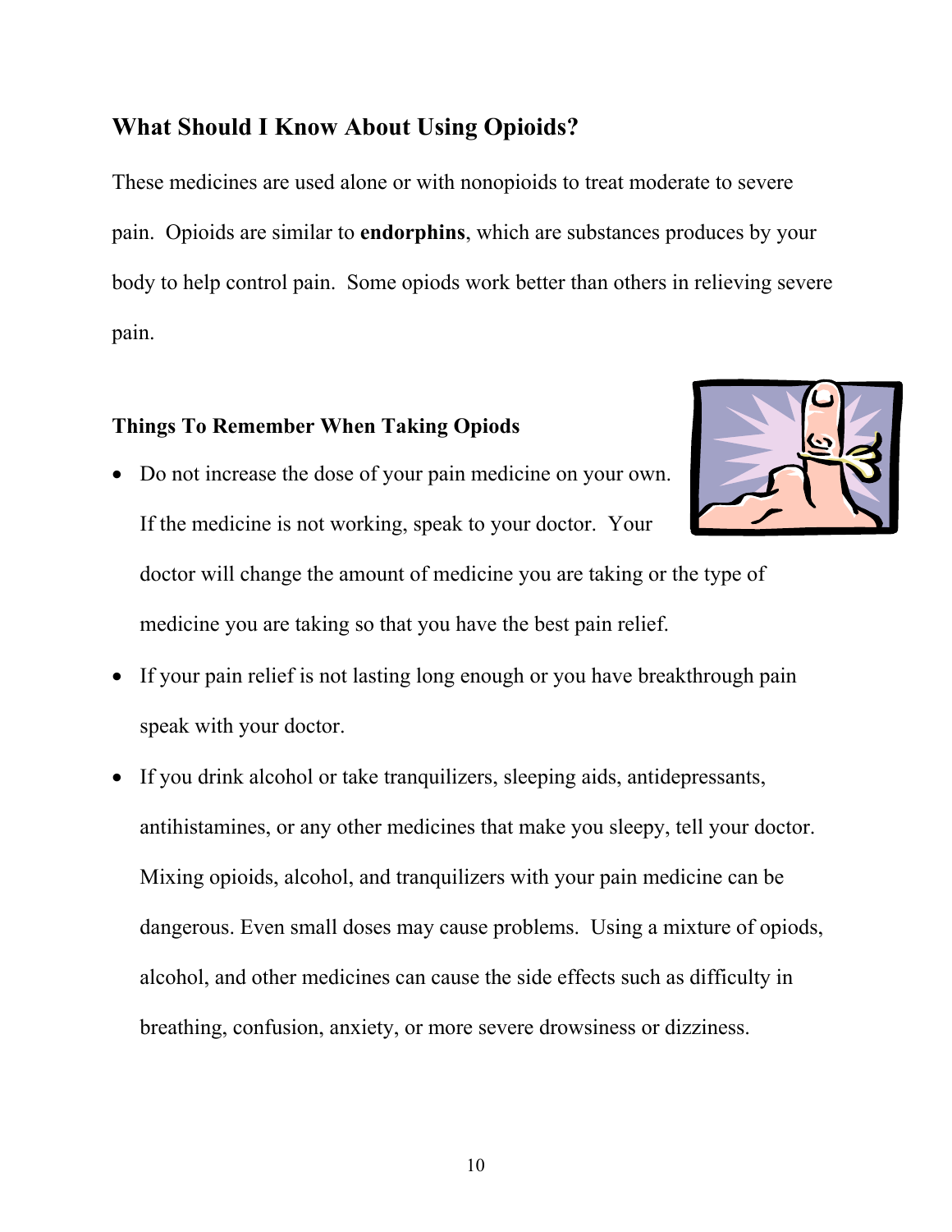## What Should I Know About Using Opioids?

These medicines are used alone or with nonopioids to treat moderate to severe pain. Opioids are similar to **endorphins**, which are substances produces by your body to help control pain. Some opiods work better than others in relieving severe pain.

### Things To Remember When Taking Opiods

- Do not increase the dose of your pain medicine on your own. If the medicine is not working, speak to your doctor. Your doctor will change the amount of medicine you are taking or the type of medicine you are taking so that you have the best pain relief.
- If your pain relief is not lasting long enough or you have breakthrough pain speak with your doctor.
- If you drink alcohol or take tranquilizers, sleeping aids, antidepressants, antihistamines, or any other medicines that make you sleepy, tell your doctor. Mixing opioids, alcohol, and tranquilizers with your pain medicine can be dangerous. Even small doses may cause problems. Using a mixture of opiods, alcohol, and other medicines can cause the side effects such as difficulty in breathing, confusion, anxiety, or more severe drowsiness or dizziness.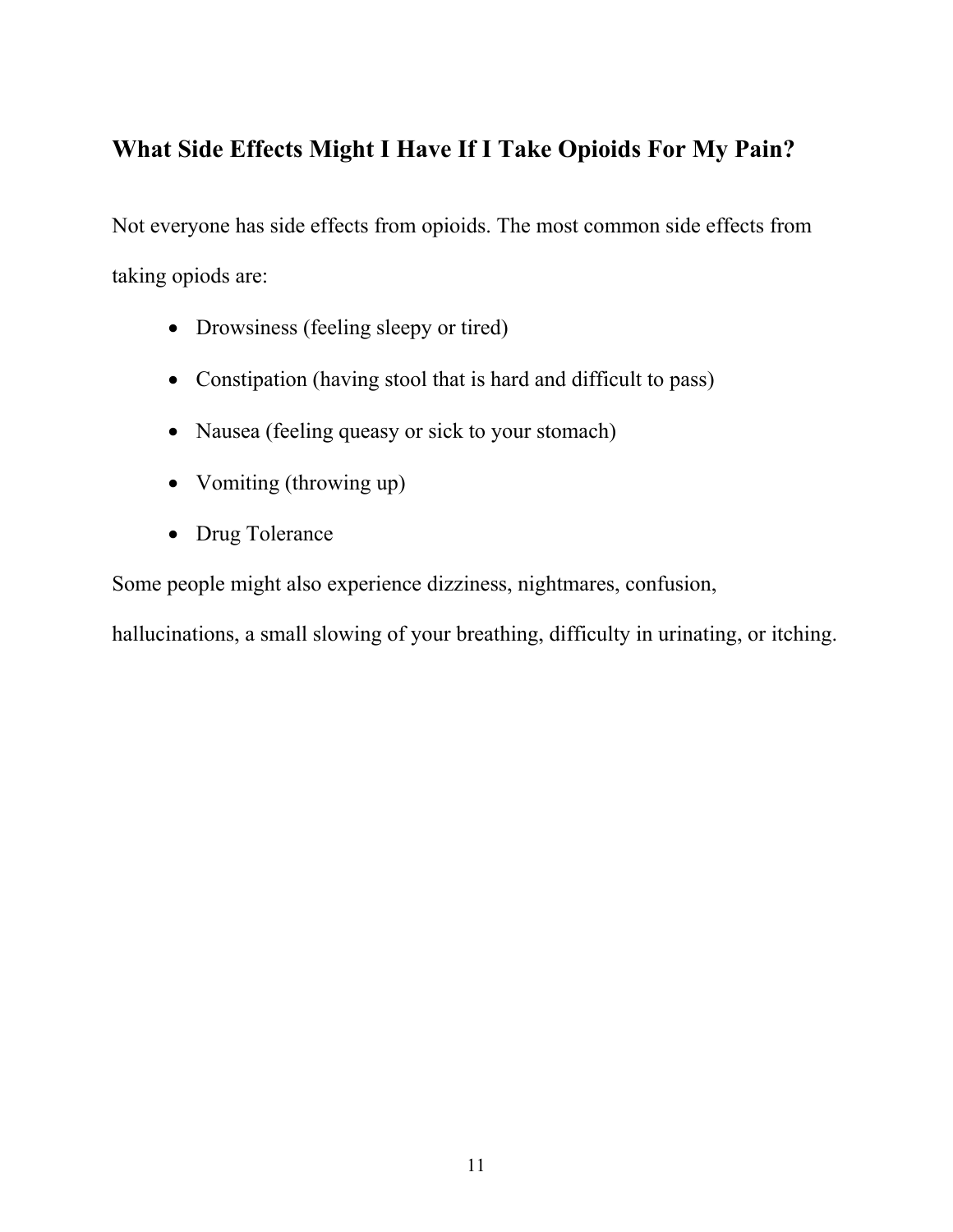## What Side Effects Might I Have If I Take Opioids For My Pain?

Not everyone has side effects from opioids. The most common side effects from taking opiods are:

- Drowsiness (feeling sleepy or tired)
- Constipation (having stool that is hard and difficult to pass)
- Nausea (feeling queasy or sick to your stomach)
- Vomiting (throwing up)
- Drug Tolerance

Some people might also experience dizziness, nightmares, confusion, hallucinations, a small slowing of your breathing, difficulty in urinating, or itching.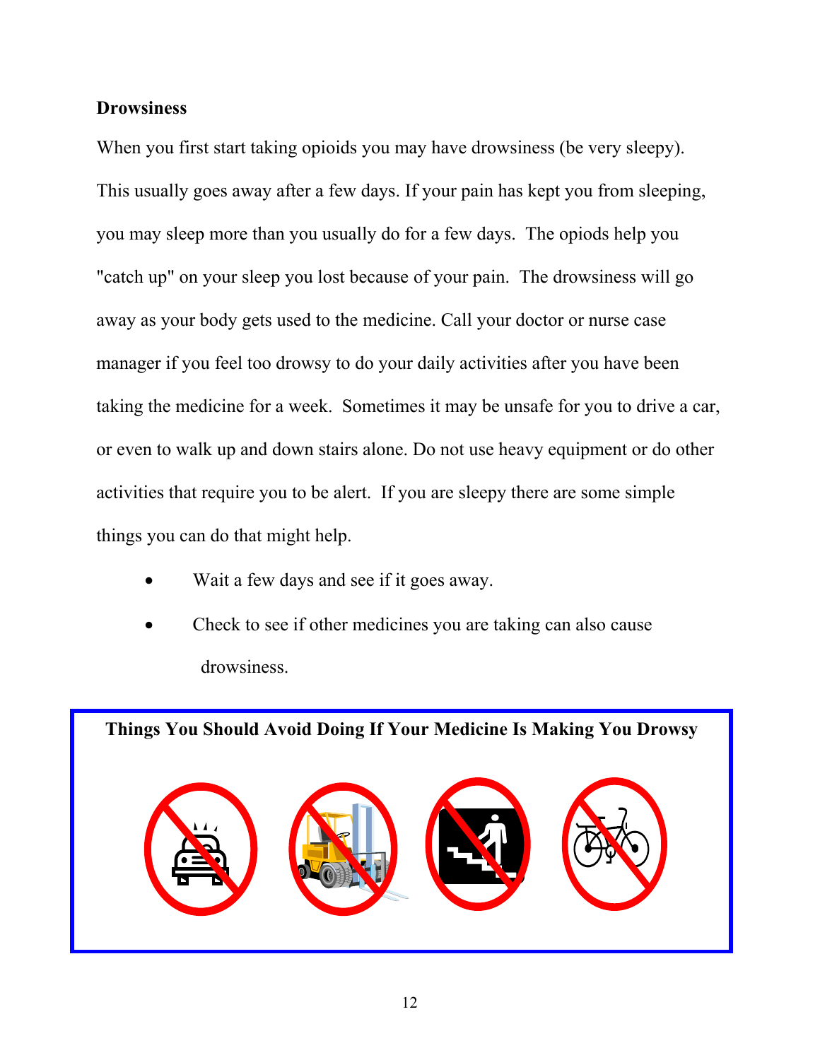**Drowsiness**

When you first start taking opioids you may have drowsiness (be very sleepy). This usually goes away after a few days. If your pain has kept you from sleeping, you may sleep more than you usually do for a few days. The opiods help you "catch up" on your sleep you lost because of your pain. The drowsiness will go away as your body gets used to the medicine. Call your doctor or nurse case manager if you feel too drowsy to do your daily activities after you have been taking the medicine for a week. Sometimes it may be unsafe for you to drive a car, or even to walk up and down stairs alone. Do not use heavy equipment or do other activities that require you to be alert. If you are sleepy there are some simple things you can do that might help.

- Wait a few days and see if it goes away.
- Check to see if other medicines you are taking can also cause drowsiness.

**Things You Should Avoid Doing If Your Medicine Is Making You Drowsy**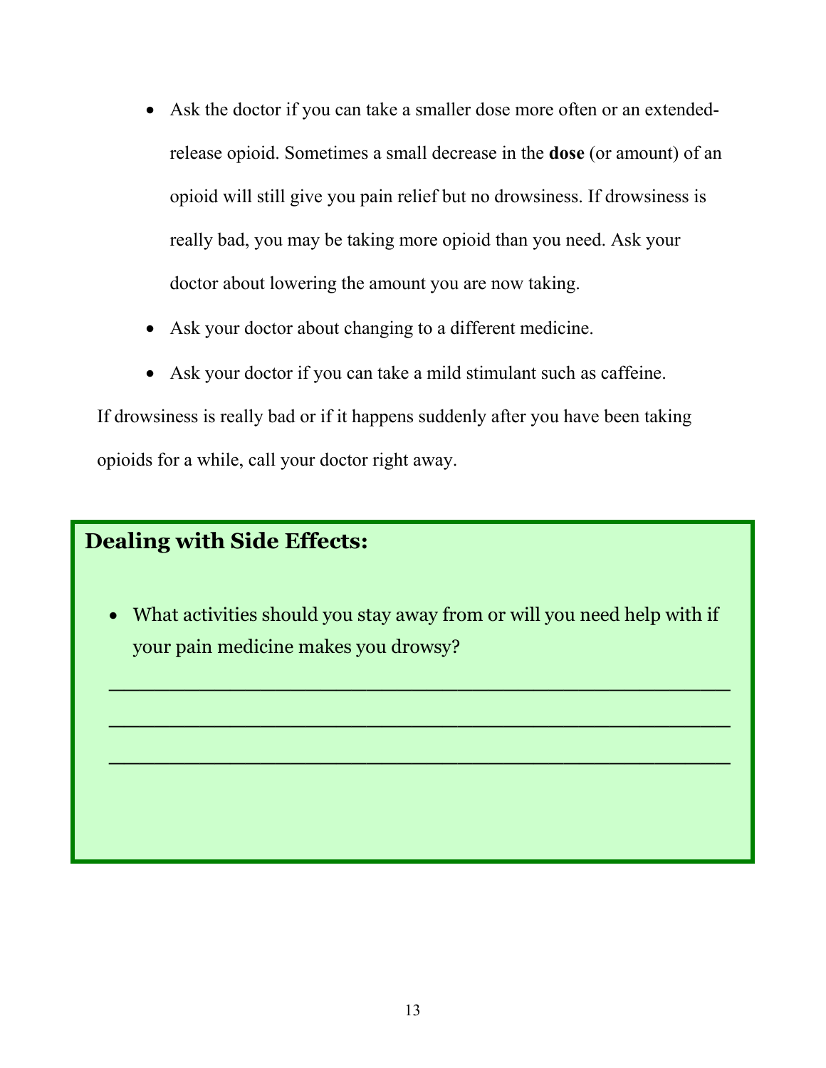- Ask the doctor if you can take a smaller dose more often or an extended-release opioid. Sometimes a small decrease in the **dose** (or amount) of an opioid will still give you pain relief but no drowsiness. If drowsiness is really bad, you may be taking more opioid than you need. Ask your doctor about lowering the amount you are now taking.
- Ask your doctor about changing to a different medicine.
- Ask your doctor if you can take a mild stimulant such as caffeine.

If drowsiness is really bad or if it happens suddenly after you have been taking opioids for a while, call your doctor right away.

## Dealing with Side Effects:

- What activities should you stay away from or will you need help with if your pain medicine makes you drowsy?

_______________________________________________

_______________________________________________

_______________________________________________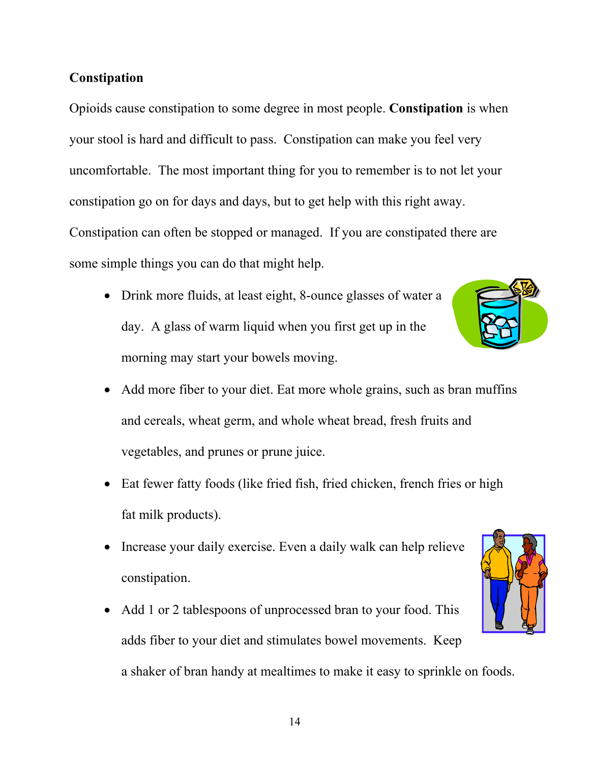**Constipation**

Opioids cause constipation to some degree in most people. **Constipation** is when your stool is hard and difficult to pass. Constipation can make you feel very uncomfortable. The most important thing for you to remember is to not let your constipation go on for days and days, but to get help with this right away. Constipation can often be stopped or managed. If you are constipated there are some simple things you can do that might help.

- Drink more fluids, at least eight, 8-ounce glasses of water a day. A glass of warm liquid when you first get up in the morning may start your bowels moving.
- Add more fiber to your diet. Eat more whole grains, such as bran muffins and cereals, wheat germ, and whole wheat bread, fresh fruits and vegetables, and prunes or prune juice.
- Eat fewer fatty foods (like fried fish, fried chicken, french fries or high fat milk products).
- Increase your daily exercise. Even a daily walk can help relieve constipation.
- Add 1 or 2 tablespoons of unprocessed bran to your food. This adds fiber to your diet and stimulates bowel movements. Keep a shaker of bran handy at mealtimes to make it easy to sprinkle on foods.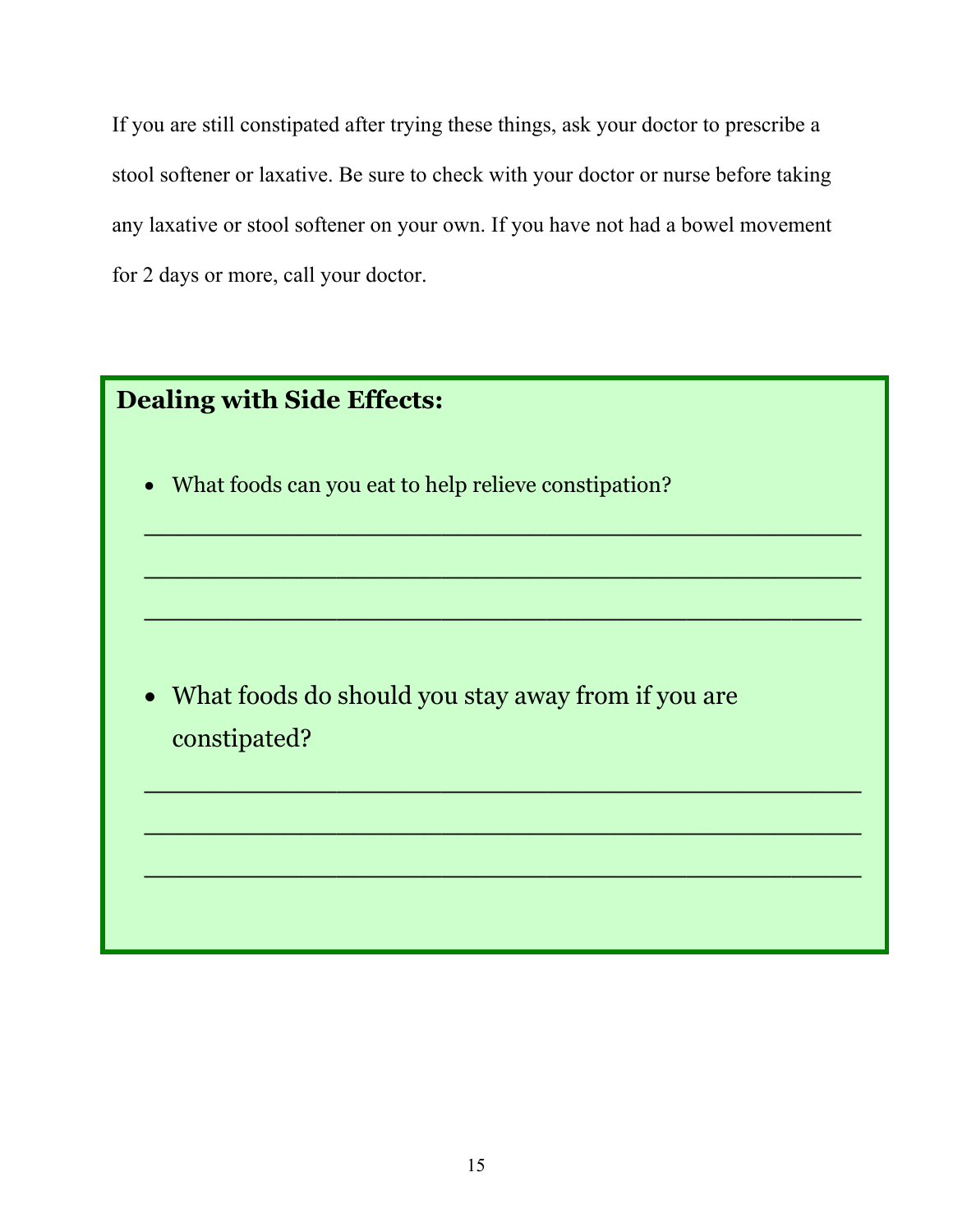If you are still constipated after trying these things, ask your doctor to prescribe a stool softener or laxative. Be sure to check with your doctor or nurse before taking any laxative or stool softener on your own. If you have not had a bowel movement for 2 days or more, call your doctor.

**Dealing with Side Effects:**

- What foods can you eat to help relieve constipation?

_______________________________________________

_______________________________________________

_______________________________________________

- What foods do should you stay away from if you are constipated?

_______________________________________________

_______________________________________________

_______________________________________________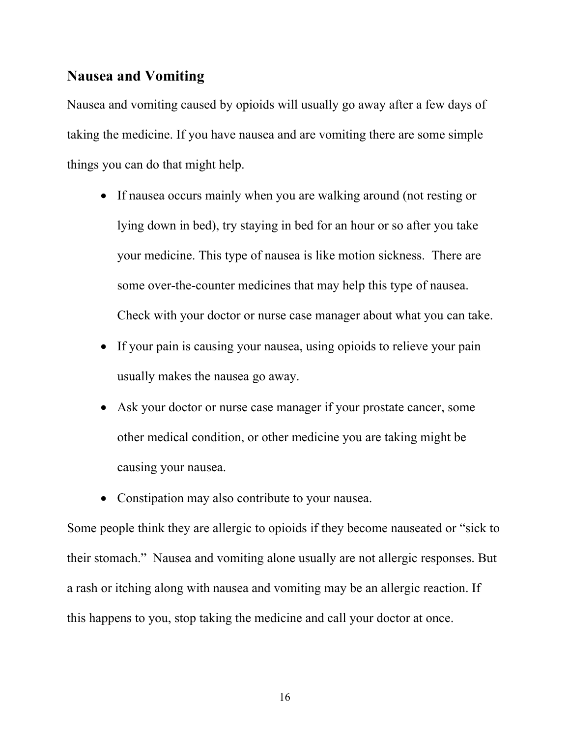## Nausea and Vomiting

Nausea and vomiting caused by opioids will usually go away after a few days of taking the medicine. If you have nausea and are vomiting there are some simple things you can do that might help.

- If nausea occurs mainly when you are walking around (not resting or lying down in bed), try staying in bed for an hour or so after you take your medicine. This type of nausea is like motion sickness. There are some over-the-counter medicines that may help this type of nausea. Check with your doctor or nurse case manager about what you can take.
- If your pain is causing your nausea, using opioids to relieve your pain usually makes the nausea go away.
- Ask your doctor or nurse case manager if your prostate cancer, some other medical condition, or other medicine you are taking might be causing your nausea.
- Constipation may also contribute to your nausea.

Some people think they are allergic to opioids if they become nauseated or "sick to their stomach." Nausea and vomiting alone usually are not allergic responses. But a rash or itching along with nausea and vomiting may be an allergic reaction. If this happens to you, stop taking the medicine and call your doctor at once.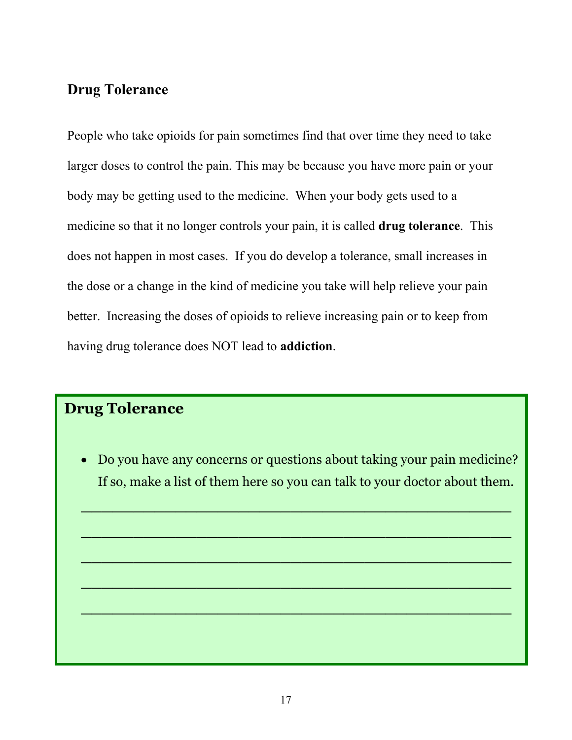## Drug Tolerance

People who take opioids for pain sometimes find that over time they need to take larger doses to control the pain. This may be because you have more pain or your body may be getting used to the medicine. When your body gets used to a medicine so that it no longer controls your pain, it is called **drug tolerance**. This does not happen in most cases. If you do develop a tolerance, small increases in the dose or a change in the kind of medicine you take will help relieve your pain better. Increasing the doses of opioids to relieve increasing pain or to keep from having drug tolerance does <u>NOT</u> lead to **addiction**.

### Drug Tolerance

- Do you have any concerns or questions about taking your pain medicine? If so, make a list of them here so you can talk to your doctor about them.

___________________________________________________

___________________________________________________

___________________________________________________

___________________________________________________

___________________________________________________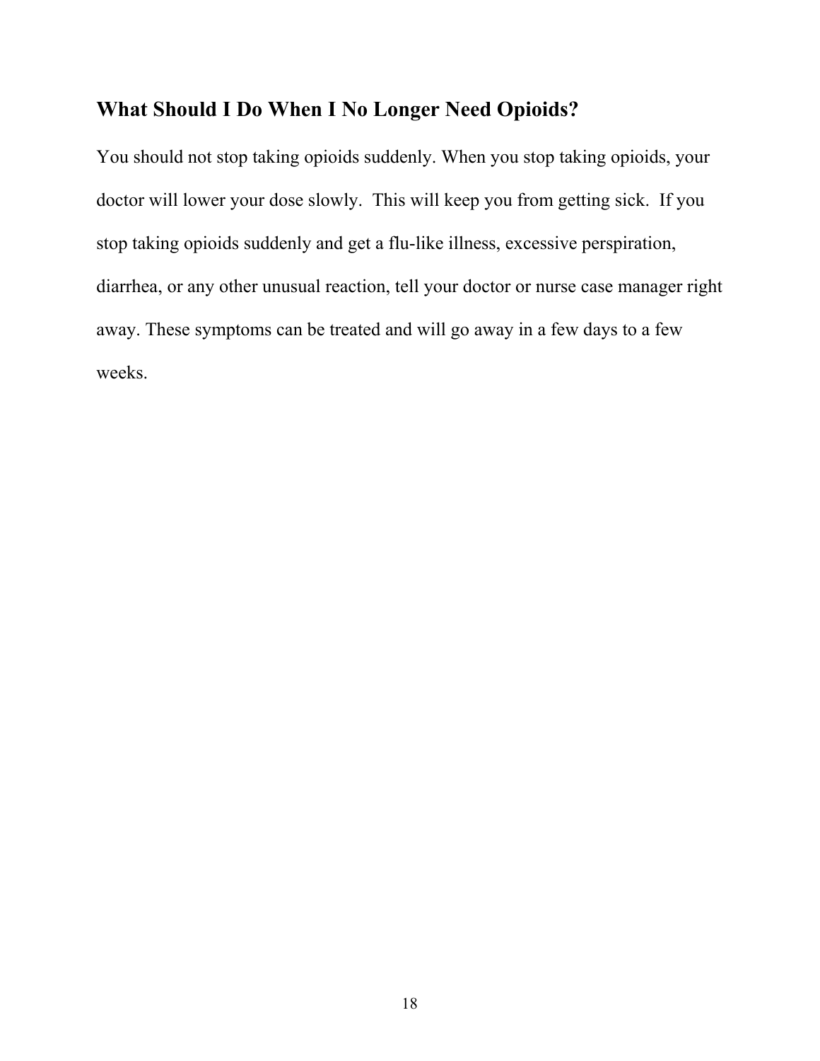## What Should I Do When I No Longer Need Opioids?

You should not stop taking opioids suddenly. When you stop taking opioids, your doctor will lower your dose slowly. This will keep you from getting sick. If you stop taking opioids suddenly and get a flu-like illness, excessive perspiration, diarrhea, or any other unusual reaction, tell your doctor or nurse case manager right away. These symptoms can be treated and will go away in a few days to a few weeks.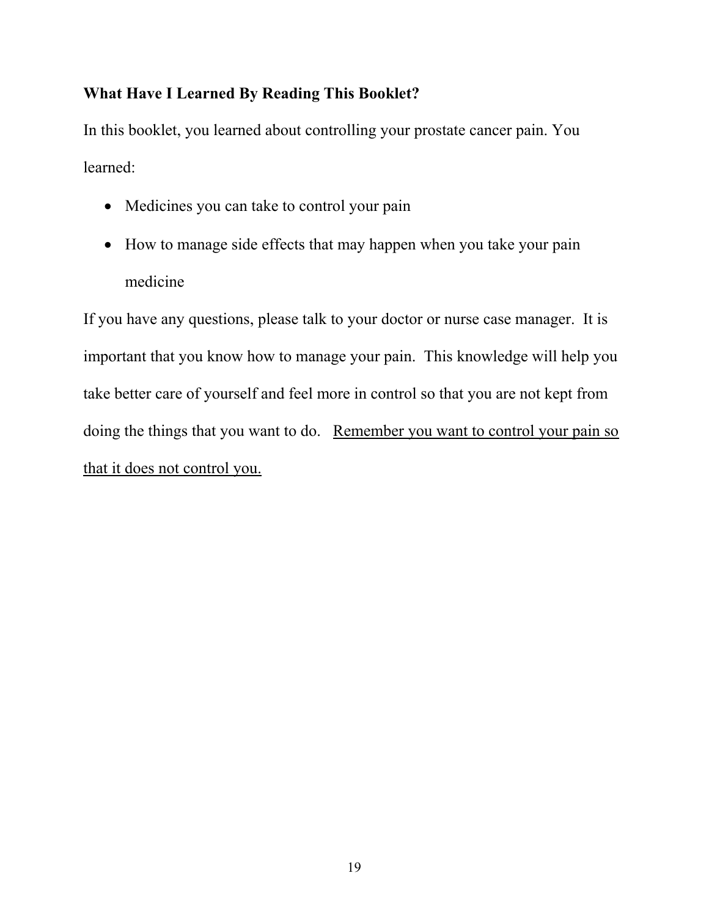**What Have I Learned By Reading This Booklet?**

In this booklet, you learned about controlling your prostate cancer pain. You learned:

- Medicines you can take to control your pain
- How to manage side effects that may happen when you take your pain medicine

If you have any questions, please talk to your doctor or nurse case manager. It is important that you know how to manage your pain. This knowledge will help you take better care of yourself and feel more in control so that you are not kept from doing the things that you want to do. <u>Remember you want to control your pain so that it does not control you.</u>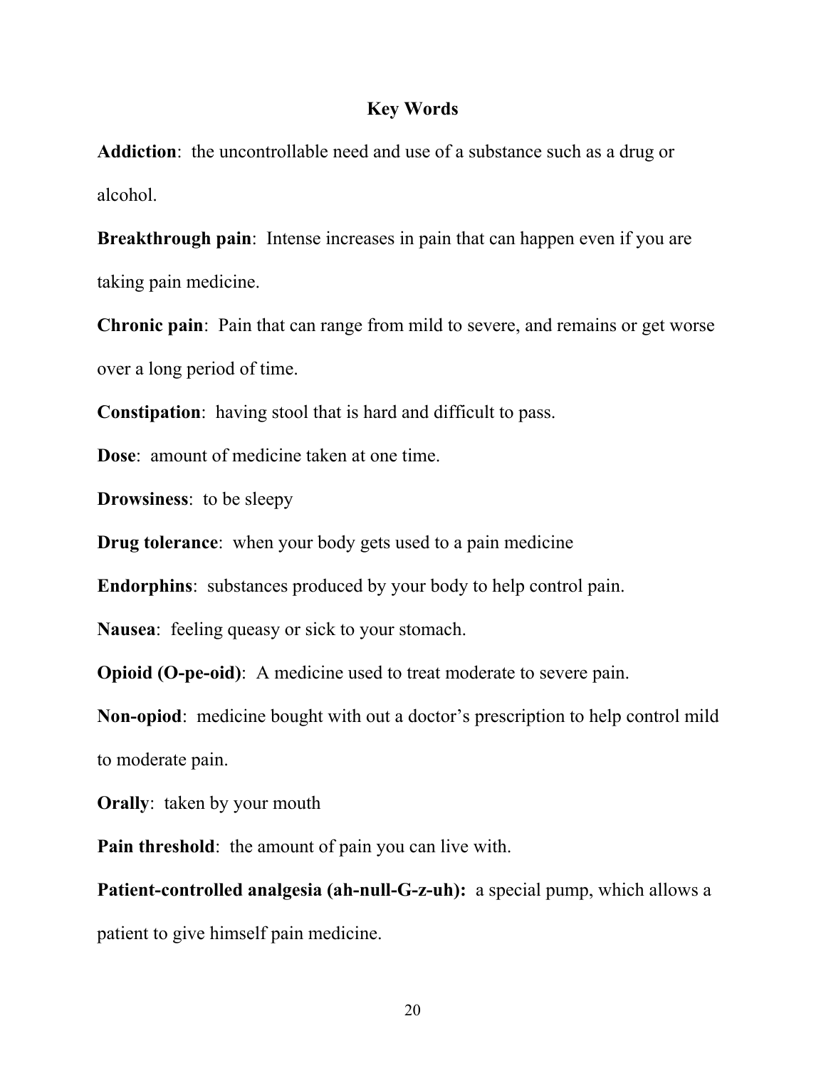## Key Words

**Addiction**: the uncontrollable need and use of a substance such as a drug or alcohol.

**Breakthrough pain**: Intense increases in pain that can happen even if you are taking pain medicine.

**Chronic pain**: Pain that can range from mild to severe, and remains or get worse over a long period of time.

**Constipation**: having stool that is hard and difficult to pass.

**Dose**: amount of medicine taken at one time.

**Drowsiness**: to be sleepy

**Drug tolerance**: when your body gets used to a pain medicine

**Endorphins**: substances produced by your body to help control pain.

**Nausea**: feeling queasy or sick to your stomach.

**Opioid (O-pe-oid)**: A medicine used to treat moderate to severe pain.

**Non-opiod**: medicine bought with out a doctor's prescription to help control mild to moderate pain.

**Orally**: taken by your mouth

**Pain threshold**: the amount of pain you can live with.

**Patient-controlled analgesia (ah-null-G-z-uh):** a special pump, which allows a patient to give himself pain medicine.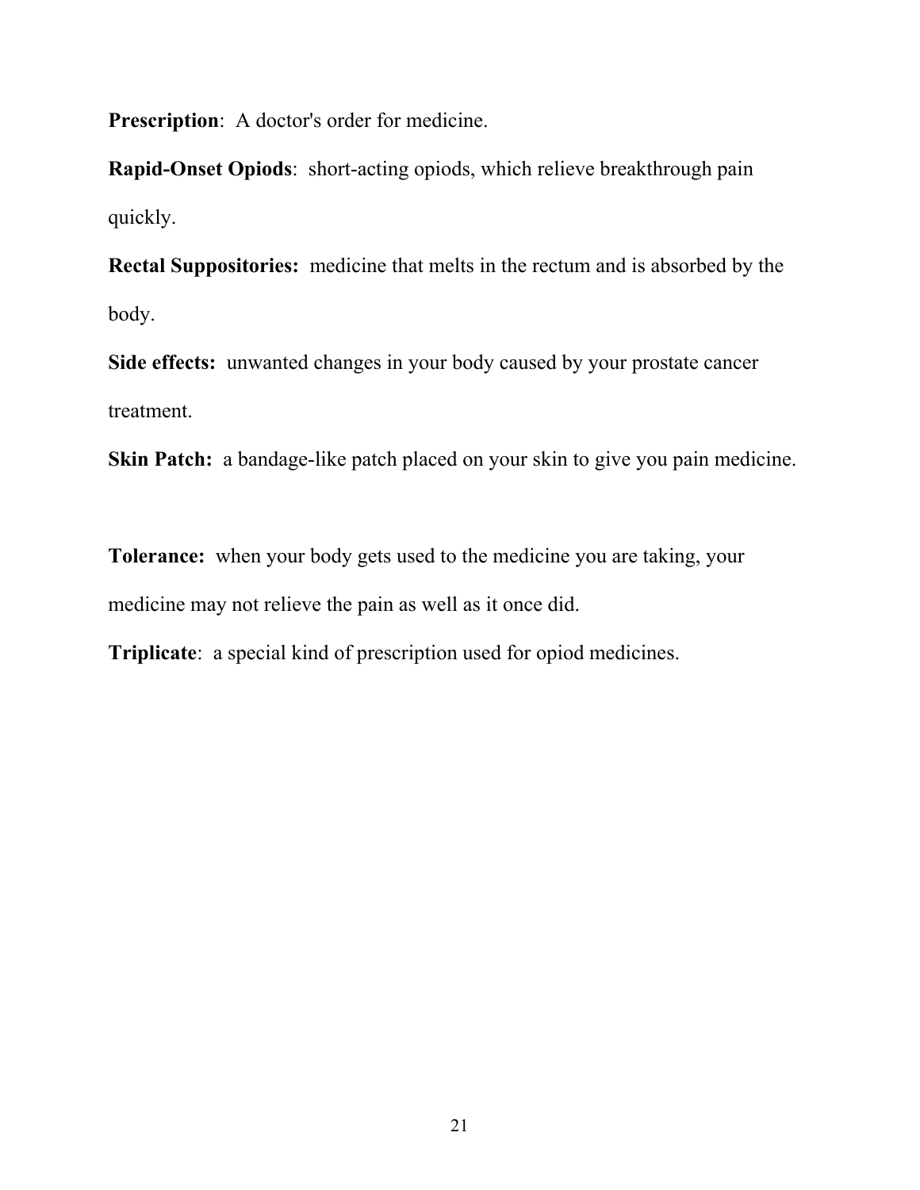**Prescription**:  A doctor's order for medicine.

**Rapid-Onset Opiods**:  short-acting opiods, which relieve breakthrough pain quickly.

**Rectal Suppositories:**  medicine that melts in the rectum and is absorbed by the body.

**Side effects:**  unwanted changes in your body caused by your prostate cancer treatment.

**Skin Patch:**  a bandage-like patch placed on your skin to give you pain medicine.

**Tolerance:**  when your body gets used to the medicine you are taking, your medicine may not relieve the pain as well as it once did.

**Triplicate**:  a special kind of prescription used for opiod medicines.